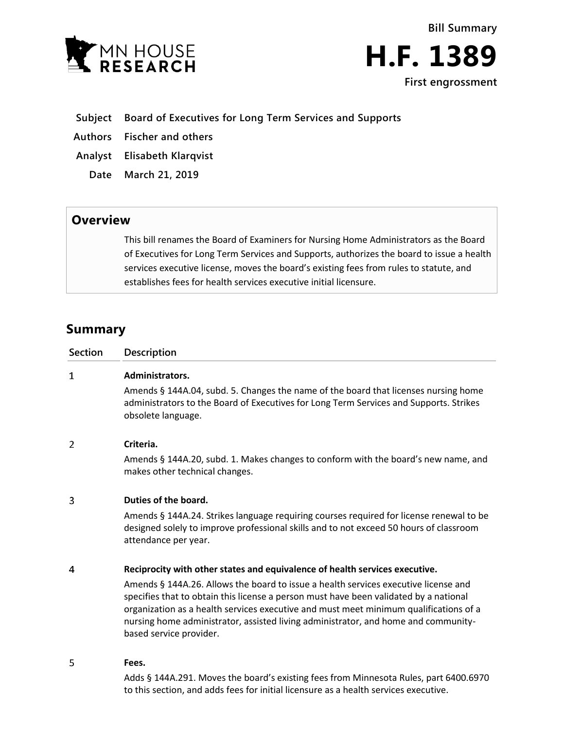Bill Summary

# H.F. 1389

**First engrossment**

| | |
|---|---|
| **Subject** | **Board of Executives for Long Term Services and Supports** |
| **Authors** | **Fischer and others** |
| **Analyst** | **Elisabeth Klarqvist** |
| **Date** | **March 21, 2019** |

## Overview

This bill renames the Board of Examiners for Nursing Home Administrators as the Board of Executives for Long Term Services and Supports, authorizes the board to issue a health services executive license, moves the board's existing fees from rules to statute, and establishes fees for health services executive initial licensure.

## Summary

| Section | Description |
|---|---|
| 1 | **Administrators.**<br>Amends § 144A.04, subd. 5. Changes the name of the board that licenses nursing home administrators to the Board of Executives for Long Term Services and Supports. Strikes obsolete language. |
| 2 | **Criteria.**<br>Amends § 144A.20, subd. 1. Makes changes to conform with the board's new name, and makes other technical changes. |
| 3 | **Duties of the board.**<br>Amends § 144A.24. Strikes language requiring courses required for license renewal to be designed solely to improve professional skills and to not exceed 50 hours of classroom attendance per year. |
| 4 | **Reciprocity with other states and equivalence of health services executive.**<br>Amends § 144A.26. Allows the board to issue a health services executive license and specifies that to obtain this license a person must have been validated by a national organization as a health services executive and must meet minimum qualifications of a nursing home administrator, assisted living administrator, and home and community-based service provider. |
| 5 | **Fees.**<br>Adds § 144A.291. Moves the board's existing fees from Minnesota Rules, part 6400.6970 to this section, and adds fees for initial licensure as a health services executive. |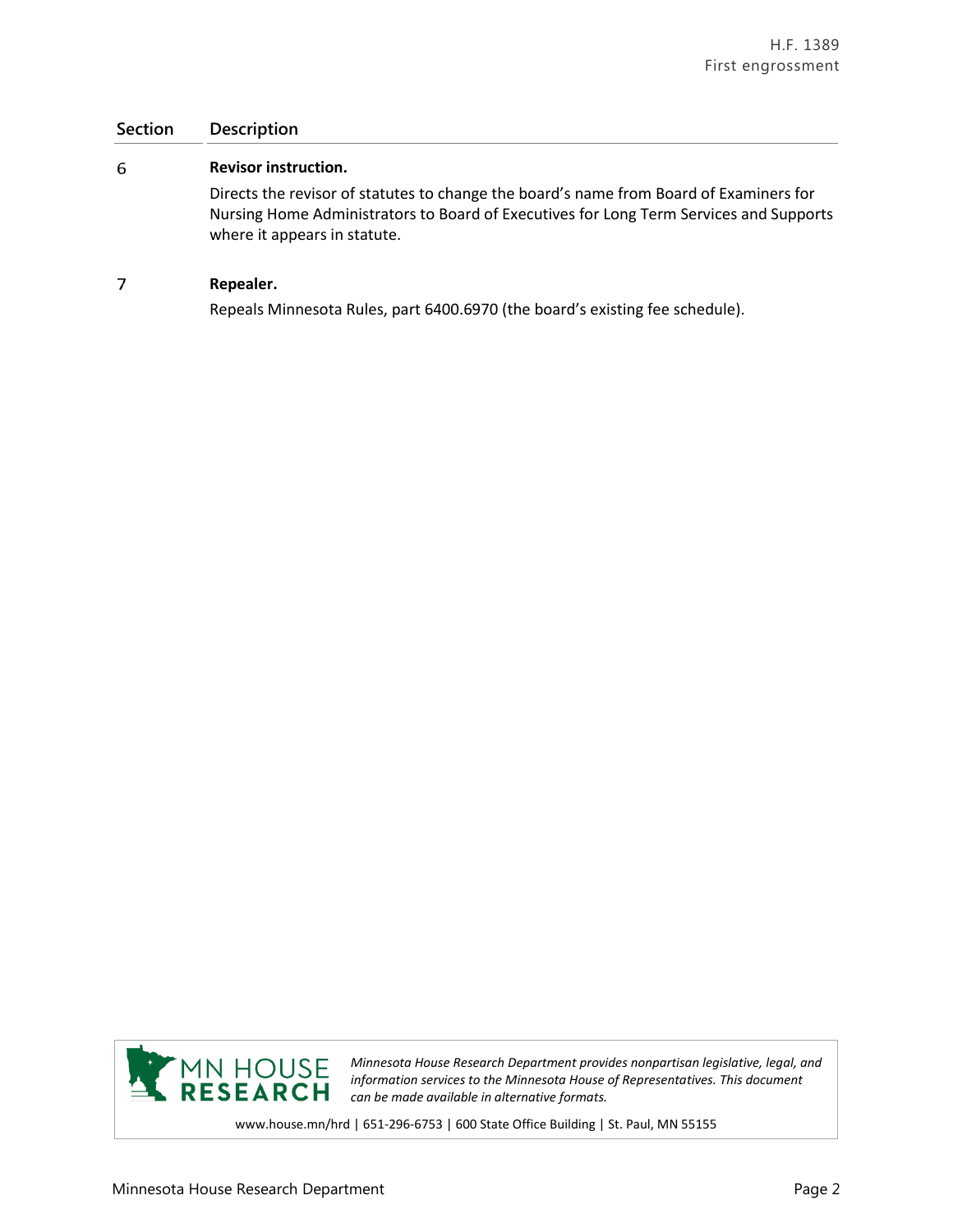| Section | Description |
|---|---|
| 6 | **Revisor instruction.**<br>Directs the revisor of statutes to change the board's name from Board of Examiners for Nursing Home Administrators to Board of Executives for Long Term Services and Supports where it appears in statute. |
| 7 | **Repealer.**<br>Repeals Minnesota Rules, part 6400.6970 (the board's existing fee schedule). |

MN HOUSE RESEARCH

*Minnesota House Research Department provides nonpartisan legislative, legal, and information services to the Minnesota House of Representatives. This document can be made available in alternative formats.*

www.house.mn/hrd | 651-296-6753 | 600 State Office Building | St. Paul, MN 55155